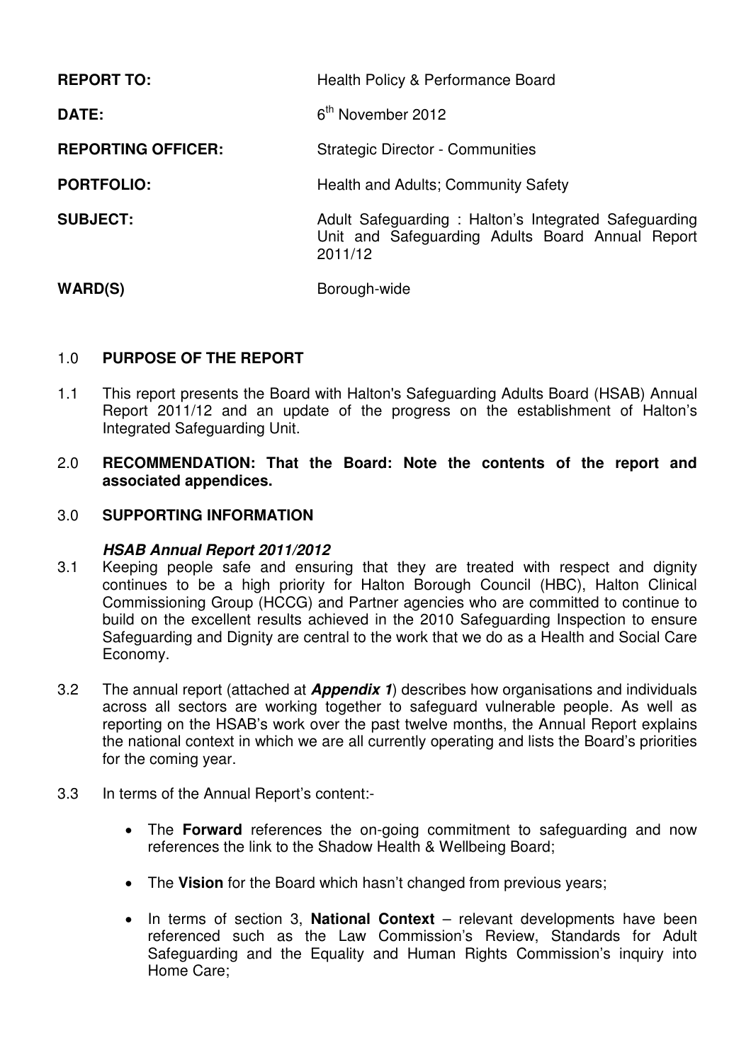| | |
|---|---|
| **REPORT TO:** | Health Policy & Performance Board |
| **DATE:** | 6th November 2012 |
| **REPORTING OFFICER:** | Strategic Director - Communities |
| **PORTFOLIO:** | Health and Adults; Community Safety |
| **SUBJECT:** | Adult Safeguarding : Halton's Integrated Safeguarding Unit and Safeguarding Adults Board Annual Report 2011/12 |
| **WARD(S)** | Borough-wide |

1.0 **PURPOSE OF THE REPORT**

1.1 This report presents the Board with Halton's Safeguarding Adults Board (HSAB) Annual Report 2011/12 and an update of the progress on the establishment of Halton's Integrated Safeguarding Unit.

2.0 **RECOMMENDATION: That the Board: Note the contents of the report and associated appendices.**

3.0 **SUPPORTING INFORMATION**

***HSAB Annual Report 2011/2012***

3.1 Keeping people safe and ensuring that they are treated with respect and dignity continues to be a high priority for Halton Borough Council (HBC), Halton Clinical Commissioning Group (HCCG) and Partner agencies who are committed to continue to build on the excellent results achieved in the 2010 Safeguarding Inspection to ensure Safeguarding and Dignity are central to the work that we do as a Health and Social Care Economy.

3.2 The annual report (attached at ***Appendix 1***) describes how organisations and individuals across all sectors are working together to safeguard vulnerable people. As well as reporting on the HSAB's work over the past twelve months, the Annual Report explains the national context in which we are all currently operating and lists the Board's priorities for the coming year.

3.3 In terms of the Annual Report's content:-

- The **Forward** references the on-going commitment to safeguarding and now references the link to the Shadow Health & Wellbeing Board;
- The **Vision** for the Board which hasn't changed from previous years;
- In terms of section 3, **National Context** – relevant developments have been referenced such as the Law Commission's Review, Standards for Adult Safeguarding and the Equality and Human Rights Commission's inquiry into Home Care;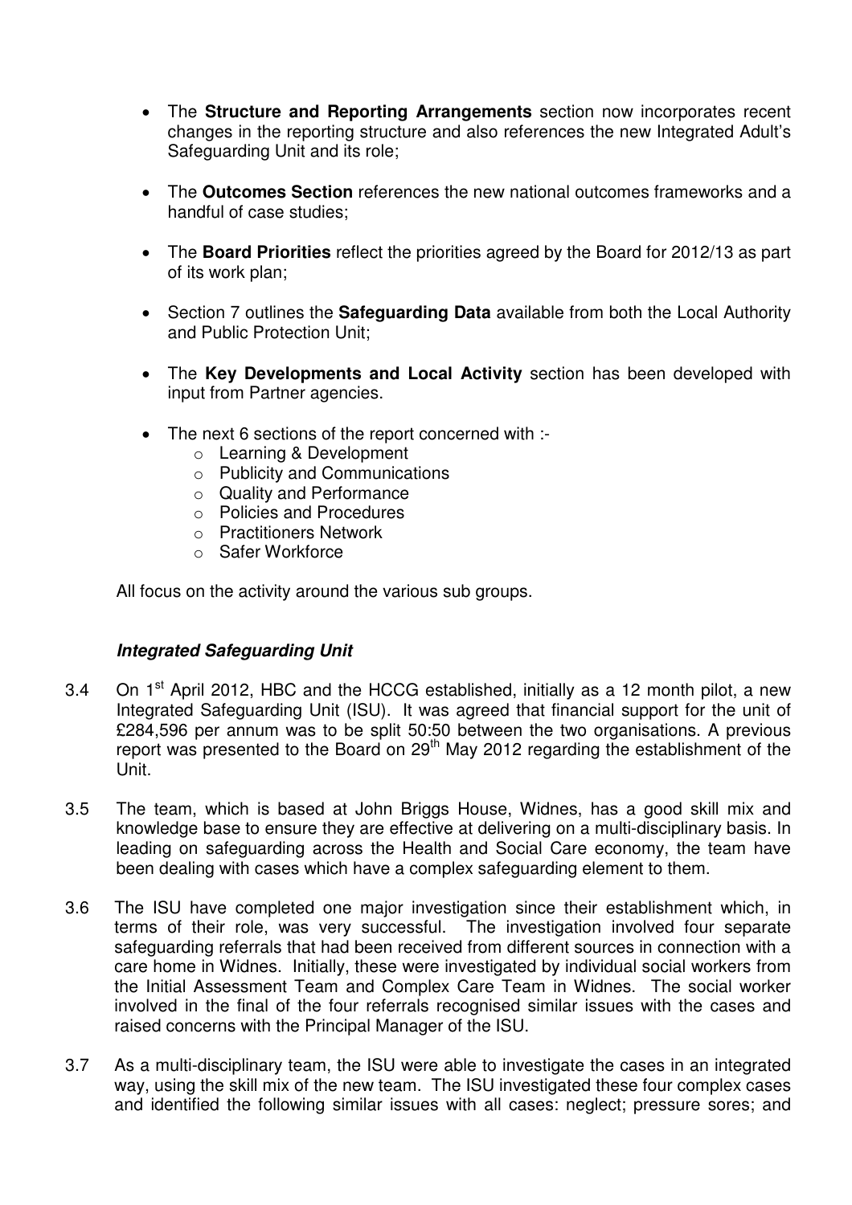- The **Structure and Reporting Arrangements** section now incorporates recent changes in the reporting structure and also references the new Integrated Adult's Safeguarding Unit and its role;

- The **Outcomes Section** references the new national outcomes frameworks and a handful of case studies;

- The **Board Priorities** reflect the priorities agreed by the Board for 2012/13 as part of its work plan;

- Section 7 outlines the **Safeguarding Data** available from both the Local Authority and Public Protection Unit;

- The **Key Developments and Local Activity** section has been developed with input from Partner agencies.

- The next 6 sections of the report concerned with :-
  - Learning & Development
  - Publicity and Communications
  - Quality and Performance
  - Policies and Procedures
  - Practitioners Network
  - Safer Workforce

All focus on the activity around the various sub groups.

***Integrated Safeguarding Unit***

3.4 On 1st April 2012, HBC and the HCCG established, initially as a 12 month pilot, a new Integrated Safeguarding Unit (ISU). It was agreed that financial support for the unit of £284,596 per annum was to be split 50:50 between the two organisations. A previous report was presented to the Board on 29th May 2012 regarding the establishment of the Unit.

3.5 The team, which is based at John Briggs House, Widnes, has a good skill mix and knowledge base to ensure they are effective at delivering on a multi-disciplinary basis. In leading on safeguarding across the Health and Social Care economy, the team have been dealing with cases which have a complex safeguarding element to them.

3.6 The ISU have completed one major investigation since their establishment which, in terms of their role, was very successful. The investigation involved four separate safeguarding referrals that had been received from different sources in connection with a care home in Widnes. Initially, these were investigated by individual social workers from the Initial Assessment Team and Complex Care Team in Widnes. The social worker involved in the final of the four referrals recognised similar issues with the cases and raised concerns with the Principal Manager of the ISU.

3.7 As a multi-disciplinary team, the ISU were able to investigate the cases in an integrated way, using the skill mix of the new team. The ISU investigated these four complex cases and identified the following similar issues with all cases: neglect; pressure sores; and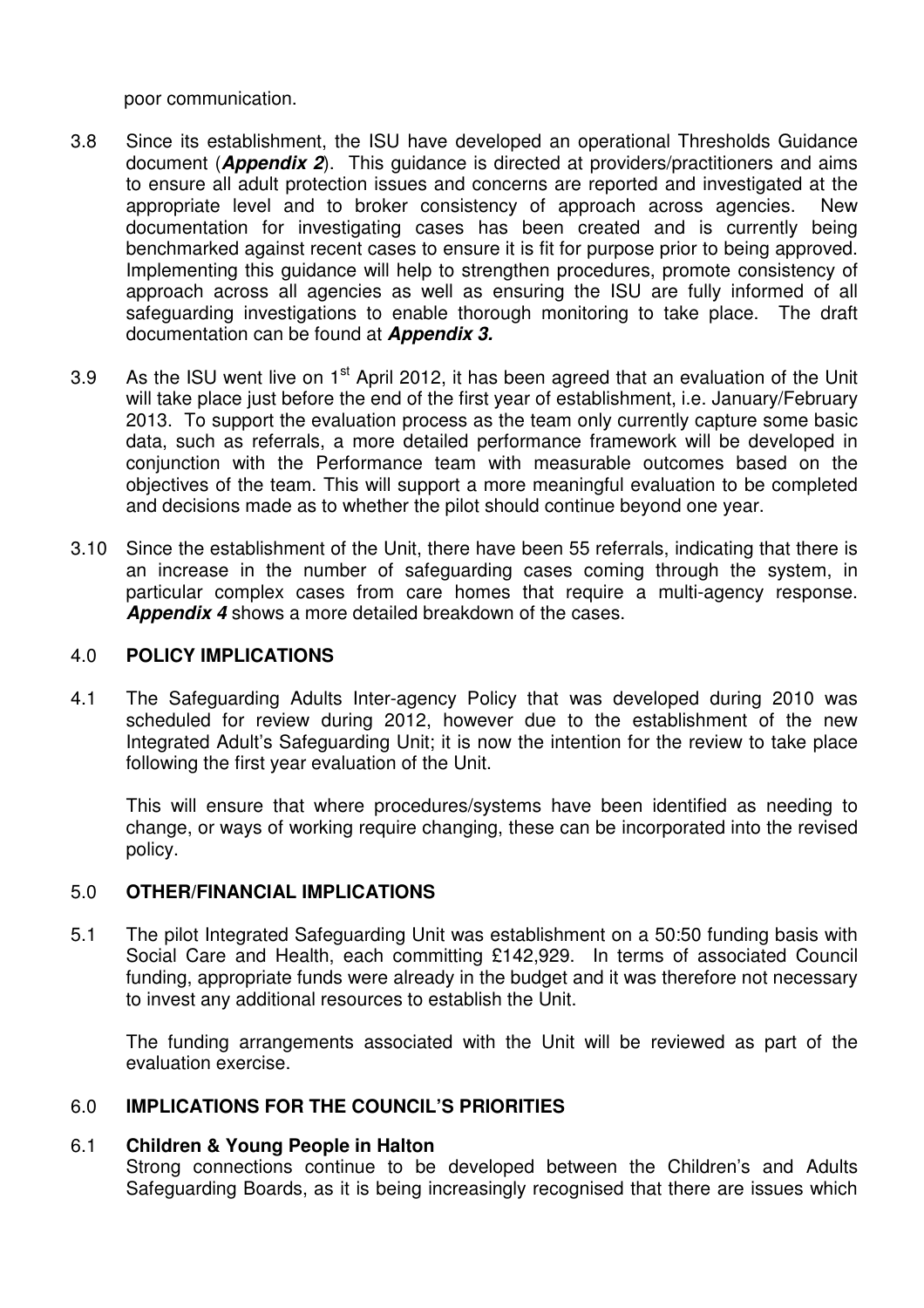poor communication.

3.8 Since its establishment, the ISU have developed an operational Thresholds Guidance document (***Appendix 2***). This guidance is directed at providers/practitioners and aims to ensure all adult protection issues and concerns are reported and investigated at the appropriate level and to broker consistency of approach across agencies. New documentation for investigating cases has been created and is currently being benchmarked against recent cases to ensure it is fit for purpose prior to being approved. Implementing this guidance will help to strengthen procedures, promote consistency of approach across all agencies as well as ensuring the ISU are fully informed of all safeguarding investigations to enable thorough monitoring to take place. The draft documentation can be found at ***Appendix 3.***

3.9 As the ISU went live on 1st April 2012, it has been agreed that an evaluation of the Unit will take place just before the end of the first year of establishment, i.e. January/February 2013. To support the evaluation process as the team only currently capture some basic data, such as referrals, a more detailed performance framework will be developed in conjunction with the Performance team with measurable outcomes based on the objectives of the team. This will support a more meaningful evaluation to be completed and decisions made as to whether the pilot should continue beyond one year.

3.10 Since the establishment of the Unit, there have been 55 referrals, indicating that there is an increase in the number of safeguarding cases coming through the system, in particular complex cases from care homes that require a multi-agency response. ***Appendix 4*** shows a more detailed breakdown of the cases.

## 4.0 POLICY IMPLICATIONS

4.1 The Safeguarding Adults Inter-agency Policy that was developed during 2010 was scheduled for review during 2012, however due to the establishment of the new Integrated Adult's Safeguarding Unit; it is now the intention for the review to take place following the first year evaluation of the Unit.

This will ensure that where procedures/systems have been identified as needing to change, or ways of working require changing, these can be incorporated into the revised policy.

## 5.0 OTHER/FINANCIAL IMPLICATIONS

5.1 The pilot Integrated Safeguarding Unit was establishment on a 50:50 funding basis with Social Care and Health, each committing £142,929. In terms of associated Council funding, appropriate funds were already in the budget and it was therefore not necessary to invest any additional resources to establish the Unit.

The funding arrangements associated with the Unit will be reviewed as part of the evaluation exercise.

## 6.0 IMPLICATIONS FOR THE COUNCIL'S PRIORITIES

### 6.1 Children & Young People in Halton

Strong connections continue to be developed between the Children's and Adults Safeguarding Boards, as it is being increasingly recognised that there are issues which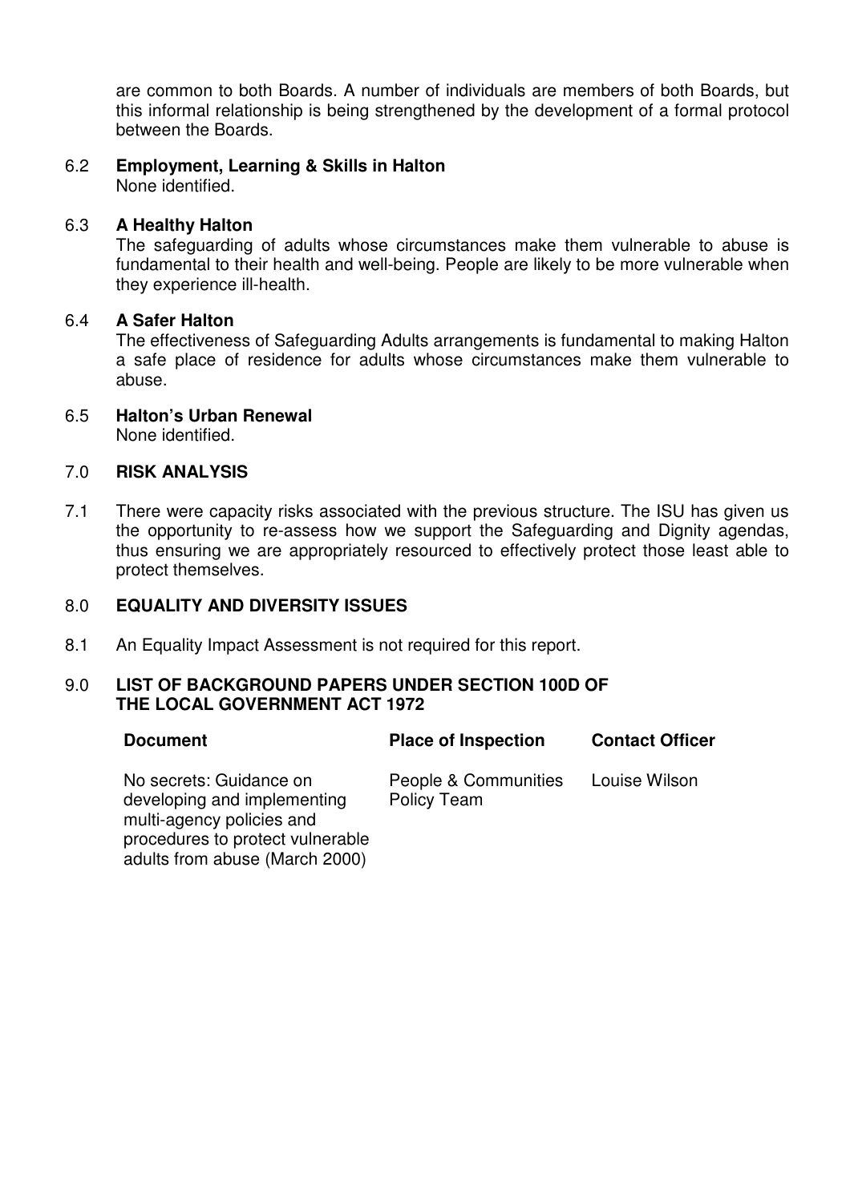are common to both Boards. A number of individuals are members of both Boards, but this informal relationship is being strengthened by the development of a formal protocol between the Boards.

6.2 **Employment, Learning & Skills in Halton**
None identified.

6.3 **A Healthy Halton**
The safeguarding of adults whose circumstances make them vulnerable to abuse is fundamental to their health and well-being. People are likely to be more vulnerable when they experience ill-health.

6.4 **A Safer Halton**
The effectiveness of Safeguarding Adults arrangements is fundamental to making Halton a safe place of residence for adults whose circumstances make them vulnerable to abuse.

6.5 **Halton's Urban Renewal**
None identified.

## 7.0 RISK ANALYSIS

7.1 There were capacity risks associated with the previous structure. The ISU has given us the opportunity to re-assess how we support the Safeguarding and Dignity agendas, thus ensuring we are appropriately resourced to effectively protect those least able to protect themselves.

## 8.0 EQUALITY AND DIVERSITY ISSUES

8.1 An Equality Impact Assessment is not required for this report.

## 9.0 LIST OF BACKGROUND PAPERS UNDER SECTION 100D OF THE LOCAL GOVERNMENT ACT 1972

| Document | Place of Inspection | Contact Officer |
|---|---|---|
| No secrets: Guidance on developing and implementing multi-agency policies and procedures to protect vulnerable adults from abuse (March 2000) | People & Communities Policy Team | Louise Wilson |